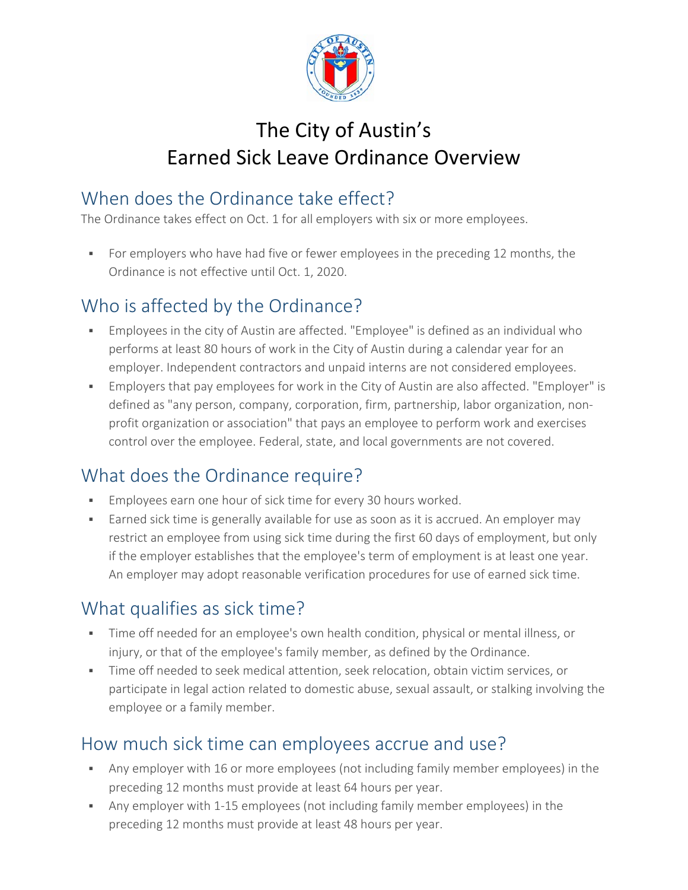# The City of Austin's
# Earned Sick Leave Ordinance Overview

## When does the Ordinance take effect?

The Ordinance takes effect on Oct. 1 for all employers with six or more employees.

- For employers who have had five or fewer employees in the preceding 12 months, the Ordinance is not effective until Oct. 1, 2020.

## Who is affected by the Ordinance?

- Employees in the city of Austin are affected. "Employee" is defined as an individual who performs at least 80 hours of work in the City of Austin during a calendar year for an employer. Independent contractors and unpaid interns are not considered employees.
- Employers that pay employees for work in the City of Austin are also affected. "Employer" is defined as "any person, company, corporation, firm, partnership, labor organization, non-profit organization or association" that pays an employee to perform work and exercises control over the employee. Federal, state, and local governments are not covered.

## What does the Ordinance require?

- Employees earn one hour of sick time for every 30 hours worked.
- Earned sick time is generally available for use as soon as it is accrued. An employer may restrict an employee from using sick time during the first 60 days of employment, but only if the employer establishes that the employee's term of employment is at least one year. An employer may adopt reasonable verification procedures for use of earned sick time.

## What qualifies as sick time?

- Time off needed for an employee's own health condition, physical or mental illness, or injury, or that of the employee's family member, as defined by the Ordinance.
- Time off needed to seek medical attention, seek relocation, obtain victim services, or participate in legal action related to domestic abuse, sexual assault, or stalking involving the employee or a family member.

## How much sick time can employees accrue and use?

- Any employer with 16 or more employees (not including family member employees) in the preceding 12 months must provide at least 64 hours per year.
- Any employer with 1-15 employees (not including family member employees) in the preceding 12 months must provide at least 48 hours per year.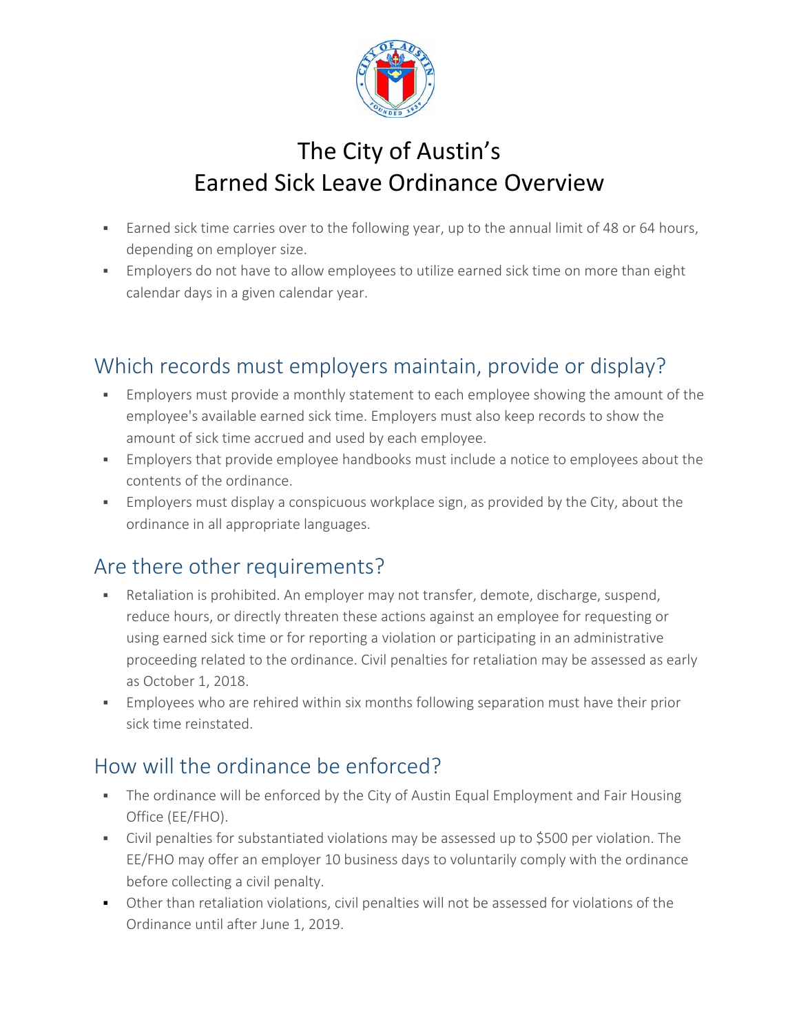# The City of Austin's Earned Sick Leave Ordinance Overview

- Earned sick time carries over to the following year, up to the annual limit of 48 or 64 hours, depending on employer size.
- Employers do not have to allow employees to utilize earned sick time on more than eight calendar days in a given calendar year.

## Which records must employers maintain, provide or display?

- Employers must provide a monthly statement to each employee showing the amount of the employee's available earned sick time. Employers must also keep records to show the amount of sick time accrued and used by each employee.
- Employers that provide employee handbooks must include a notice to employees about the contents of the ordinance.
- Employers must display a conspicuous workplace sign, as provided by the City, about the ordinance in all appropriate languages.

## Are there other requirements?

- Retaliation is prohibited. An employer may not transfer, demote, discharge, suspend, reduce hours, or directly threaten these actions against an employee for requesting or using earned sick time or for reporting a violation or participating in an administrative proceeding related to the ordinance. Civil penalties for retaliation may be assessed as early as October 1, 2018.
- Employees who are rehired within six months following separation must have their prior sick time reinstated.

## How will the ordinance be enforced?

- The ordinance will be enforced by the City of Austin Equal Employment and Fair Housing Office (EE/FHO).
- Civil penalties for substantiated violations may be assessed up to $500 per violation. The EE/FHO may offer an employer 10 business days to voluntarily comply with the ordinance before collecting a civil penalty.
- Other than retaliation violations, civil penalties will not be assessed for violations of the Ordinance until after June 1, 2019.